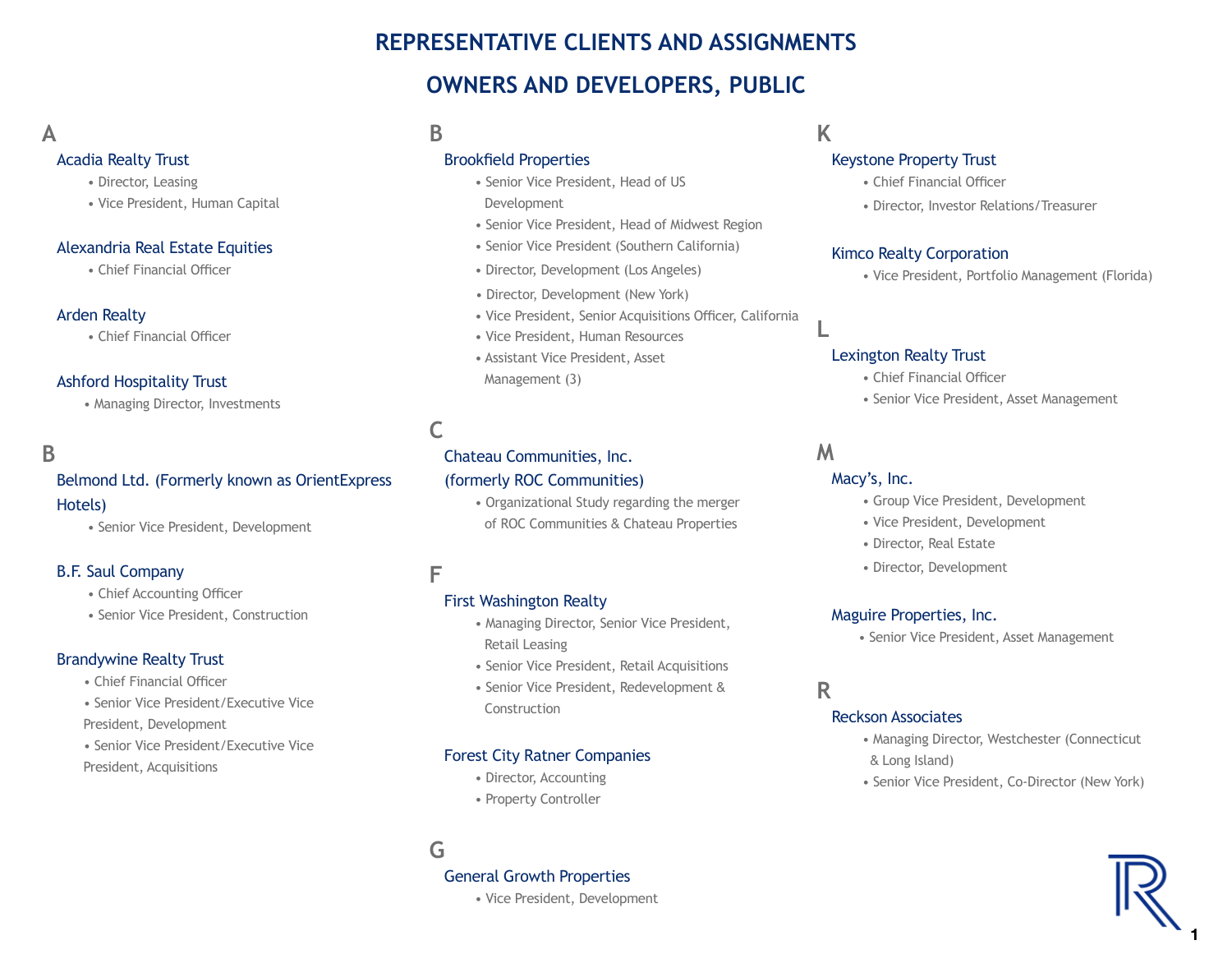# REPRESENTATIVE CLIENTS AND ASSIGNMENTS

## OWNERS AND DEVELOPERS, PUBLIC

### A

**Acadia Realty Trust**
- Director, Leasing
- Vice President, Human Capital

**Alexandria Real Estate Equities**
- Chief Financial Officer

**Arden Realty**
- Chief Financial Officer

**Ashford Hospitality Trust**
- Managing Director, Investments

### B

**Belmond Ltd. (Formerly known as OrientExpress Hotels)**
- Senior Vice President, Development

**B.F. Saul Company**
- Chief Accounting Officer
- Senior Vice President, Construction

**Brandywine Realty Trust**
- Chief Financial Officer
- Senior Vice President/Executive Vice President, Development
- Senior Vice President/Executive Vice President, Acquisitions

**Brookfield Properties**
- Senior Vice President, Head of US Development
- Senior Vice President, Head of Midwest Region
- Senior Vice President (Southern California)
- Director, Development (Los Angeles)
- Director, Development (New York)
- Vice President, Senior Acquisitions Officer, California
- Vice President, Human Resources
- Assistant Vice President, Asset Management (3)

### C

**Chateau Communities, Inc. (formerly ROC Communities)**
- Organizational Study regarding the merger of ROC Communities & Chateau Properties

### F

**First Washington Realty**
- Managing Director, Senior Vice President, Retail Leasing
- Senior Vice President, Retail Acquisitions
- Senior Vice President, Redevelopment & Construction

**Forest City Ratner Companies**
- Director, Accounting
- Property Controller

### G

**General Growth Properties**
- Vice President, Development

### K

**Keystone Property Trust**
- Chief Financial Officer
- Director, Investor Relations/Treasurer

**Kimco Realty Corporation**
- Vice President, Portfolio Management (Florida)

### L

**Lexington Realty Trust**
- Chief Financial Officer
- Senior Vice President, Asset Management

### M

**Macy's, Inc.**
- Group Vice President, Development
- Vice President, Development
- Director, Real Estate
- Director, Development

**Maguire Properties, Inc.**
- Senior Vice President, Asset Management

### R

**Reckson Associates**
- Managing Director, Westchester (Connecticut & Long Island)
- Senior Vice President, Co-Director (New York)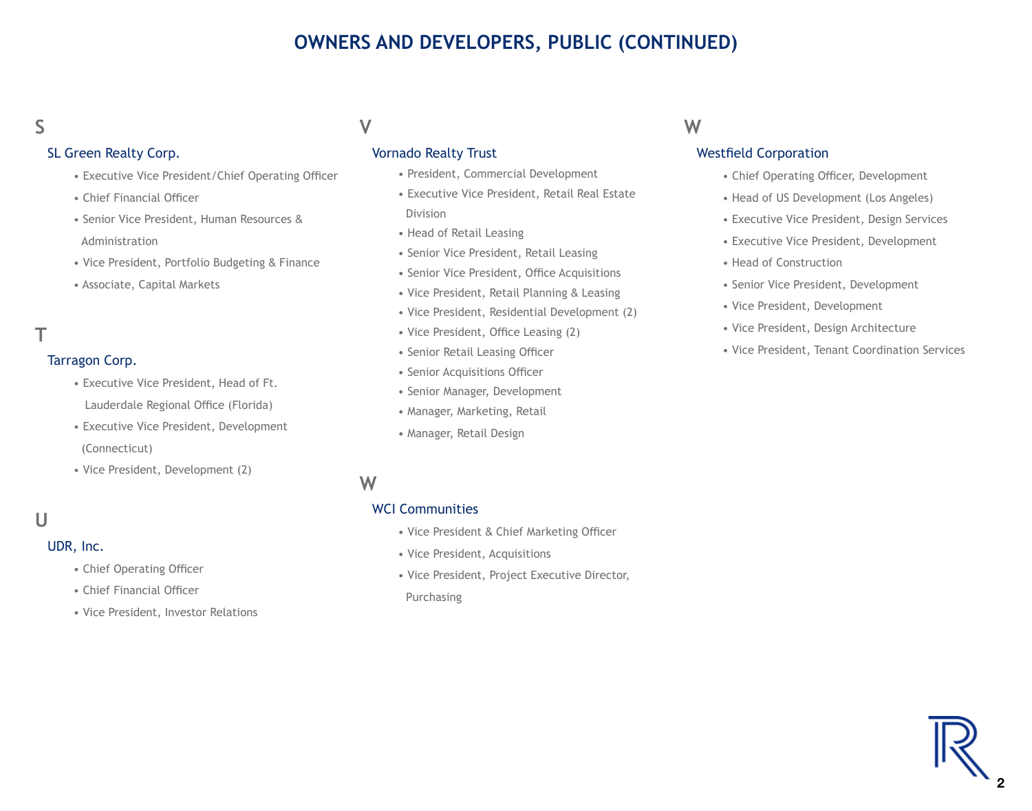# OWNERS AND DEVELOPERS, PUBLIC (CONTINUED)

## S

### SL Green Realty Corp.

- Executive Vice President/Chief Operating Officer
- Chief Financial Officer
- Senior Vice President, Human Resources & Administration
- Vice President, Portfolio Budgeting & Finance
- Associate, Capital Markets

## T

### Tarragon Corp.

- Executive Vice President, Head of Ft. Lauderdale Regional Office (Florida)
- Executive Vice President, Development (Connecticut)
- Vice President, Development (2)

## U

### UDR, Inc.

- Chief Operating Officer
- Chief Financial Officer
- Vice President, Investor Relations

## V

### Vornado Realty Trust

- President, Commercial Development
- Executive Vice President, Retail Real Estate Division
- Head of Retail Leasing
- Senior Vice President, Retail Leasing
- Senior Vice President, Office Acquisitions
- Vice President, Retail Planning & Leasing
- Vice President, Residential Development (2)
- Vice President, Office Leasing (2)
- Senior Retail Leasing Officer
- Senior Acquisitions Officer
- Senior Manager, Development
- Manager, Marketing, Retail
- Manager, Retail Design

## W

### WCI Communities

- Vice President & Chief Marketing Officer
- Vice President, Acquisitions
- Vice President, Project Executive Director, Purchasing

## W

### Westfield Corporation

- Chief Operating Officer, Development
- Head of US Development (Los Angeles)
- Executive Vice President, Design Services
- Executive Vice President, Development
- Head of Construction
- Senior Vice President, Development
- Vice President, Development
- Vice President, Design Architecture
- Vice President, Tenant Coordination Services